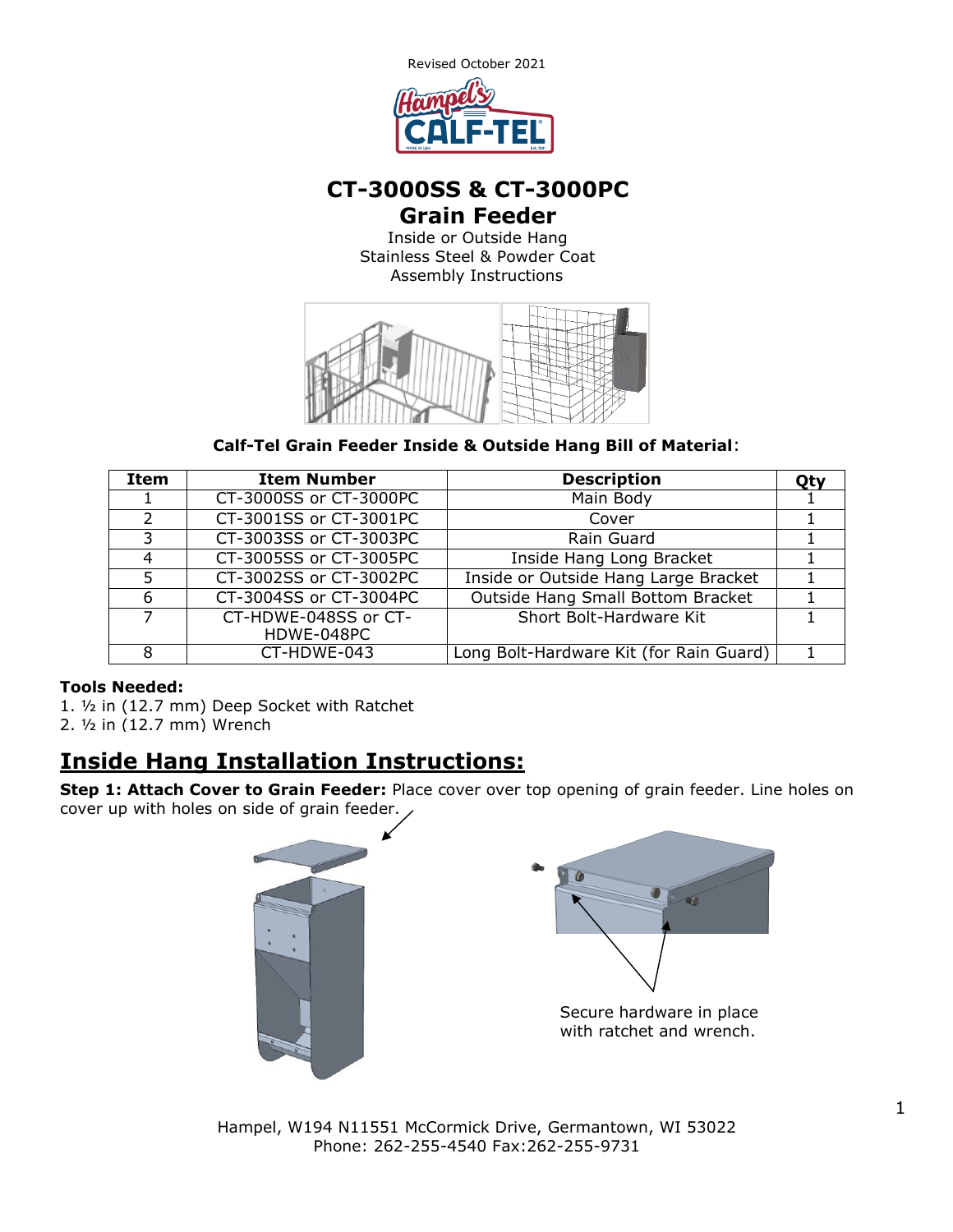Revised October 2021

# CT-3000SS & CT-3000PC
# Grain Feeder

Inside or Outside Hang
Stainless Steel & Powder Coat
Assembly Instructions

**Calf-Tel Grain Feeder Inside & Outside Hang Bill of Material**:

| Item | Item Number | Description | Qty |
|---|---|---|---|
| 1 | CT-3000SS or CT-3000PC | Main Body | 1 |
| 2 | CT-3001SS or CT-3001PC | Cover | 1 |
| 3 | CT-3003SS or CT-3003PC | Rain Guard | 1 |
| 4 | CT-3005SS or CT-3005PC | Inside Hang Long Bracket | 1 |
| 5 | CT-3002SS or CT-3002PC | Inside or Outside Hang Large Bracket | 1 |
| 6 | CT-3004SS or CT-3004PC | Outside Hang Small Bottom Bracket | 1 |
| 7 | CT-HDWE-048SS or CT-HDWE-048PC | Short Bolt-Hardware Kit | 1 |
| 8 | CT-HDWE-043 | Long Bolt-Hardware Kit (for Rain Guard) | 1 |

**Tools Needed:**

1. ½ in (12.7 mm) Deep Socket with Ratchet
2. ½ in (12.7 mm) Wrench

## Inside Hang Installation Instructions:

**Step 1: Attach Cover to Grain Feeder:** Place cover over top opening of grain feeder. Line holes on cover up with holes on side of grain feeder.

Secure hardware in place with ratchet and wrench.

Hampel, W194 N11551 McCormick Drive, Germantown, WI 53022
Phone: 262-255-4540 Fax:262-255-9731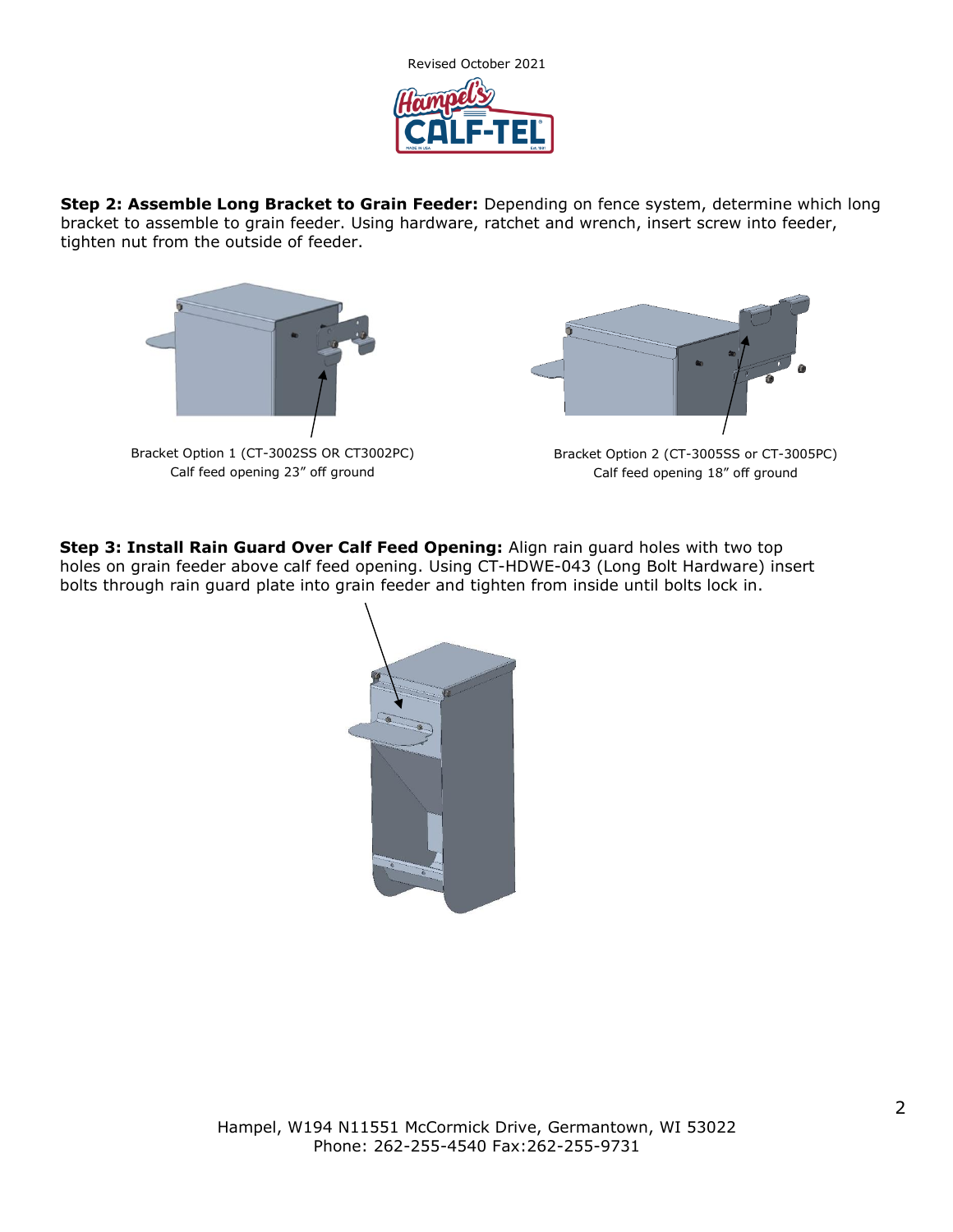**Step 2: Assemble Long Bracket to Grain Feeder:** Depending on fence system, determine which long bracket to assemble to grain feeder. Using hardware, ratchet and wrench, insert screw into feeder, tighten nut from the outside of feeder.

Bracket Option 1 (CT-3002SS OR CT3002PC)
Calf feed opening 23” off ground

Bracket Option 2 (CT-3005SS or CT-3005PC)
Calf feed opening 18” off ground

**Step 3: Install Rain Guard Over Calf Feed Opening:** Align rain guard holes with two top holes on grain feeder above calf feed opening. Using CT-HDWE-043 (Long Bolt Hardware) insert bolts through rain guard plate into grain feeder and tighten from inside until bolts lock in.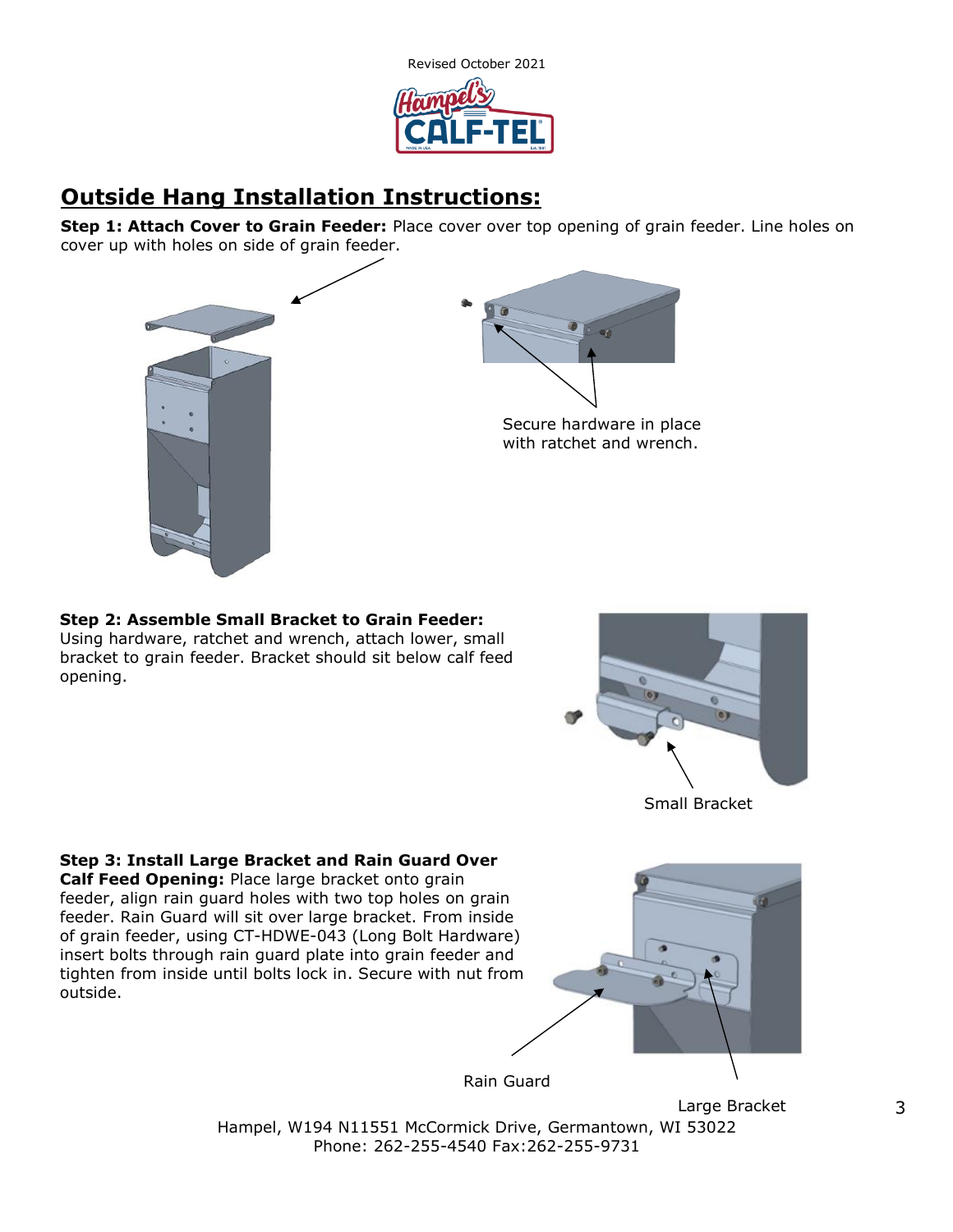Revised October 2021

## Outside Hang Installation Instructions:

**Step 1: Attach Cover to Grain Feeder:** Place cover over top opening of grain feeder. Line holes on cover up with holes on side of grain feeder.

Secure hardware in place with ratchet and wrench.

**Step 2: Assemble Small Bracket to Grain Feeder:** Using hardware, ratchet and wrench, attach lower, small bracket to grain feeder. Bracket should sit below calf feed opening.

Small Bracket

**Step 3: Install Large Bracket and Rain Guard Over Calf Feed Opening:** Place large bracket onto grain feeder, align rain guard holes with two top holes on grain feeder. Rain Guard will sit over large bracket. From inside of grain feeder, using CT-HDWE-043 (Long Bolt Hardware) insert bolts through rain guard plate into grain feeder and tighten from inside until bolts lock in. Secure with nut from outside.

Rain Guard

Large Bracket

Hampel, W194 N11551 McCormick Drive, Germantown, WI 53022
Phone: 262-255-4540 Fax:262-255-9731